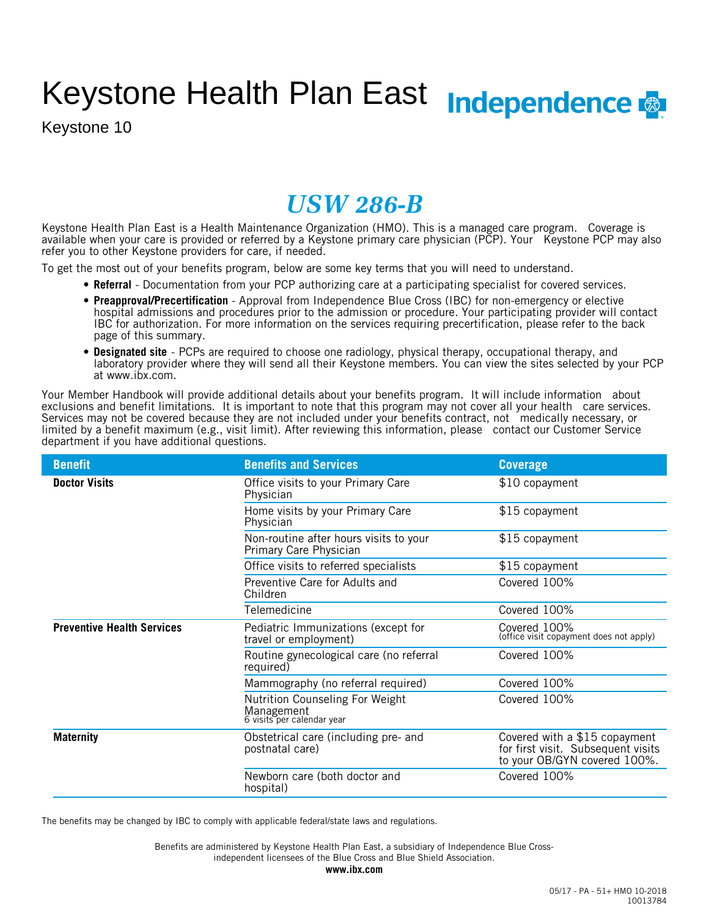# Keystone Health Plan East

Keystone 10

Independence

## *USW 286-B*

Keystone Health Plan East is a Health Maintenance Organization (HMO). This is a managed care program. Coverage is available when your care is provided or referred by a Keystone primary care physician (PCP). Your Keystone PCP may also refer you to other Keystone providers for care, if needed.

To get the most out of your benefits program, below are some key terms that you will need to understand.

- **Referral** - Documentation from your PCP authorizing care at a participating specialist for covered services.
- **Preapproval/Precertification** - Approval from Independence Blue Cross (IBC) for non-emergency or elective hospital admissions and procedures prior to the admission or procedure. Your participating provider will contact IBC for authorization. For more information on the services requiring precertification, please refer to the back page of this summary.
- **Designated site** - PCPs are required to choose one radiology, physical therapy, occupational therapy, and laboratory provider where they will send all their Keystone members. You can view the sites selected by your PCP at www.ibx.com.

Your Member Handbook will provide additional details about your benefits program. It will include information about exclusions and benefit limitations. It is important to note that this program may not cover all your health care services. Services may not be covered because they are not included under your benefits contract, not medically necessary, or limited by a benefit maximum (e.g., visit limit). After reviewing this information, please contact our Customer Service department if you have additional questions.

| Benefit | Benefits and Services | Coverage |
|---|---|---|
| **Doctor Visits** | Office visits to your Primary Care Physician | $10 copayment |
| | Home visits by your Primary Care Physician | $15 copayment |
| | Non-routine after hours visits to your Primary Care Physician | $15 copayment |
| | Office visits to referred specialists | $15 copayment |
| | Preventive Care for Adults and Children | Covered 100% |
| | Telemedicine | Covered 100% |
| **Preventive Health Services** | Pediatric Immunizations (except for travel or employment) | Covered 100% (office visit copayment does not apply) |
| | Routine gynecological care (no referral required) | Covered 100% |
| | Mammography (no referral required) | Covered 100% |
| | Nutrition Counseling For Weight Management 6 visits per calendar year | Covered 100% |
| **Maternity** | Obstetrical care (including pre- and postnatal care) | Covered with a $15 copayment for first visit. Subsequent visits to your OB/GYN covered 100%. |
| | Newborn care (both doctor and hospital) | Covered 100% |

The benefits may be changed by IBC to comply with applicable federal/state laws and regulations.

Benefits are administered by Keystone Health Plan East, a subsidiary of Independence Blue Cross-independent licensees of the Blue Cross and Blue Shield Association.

**www.ibx.com**

05/17 - PA - 51+ HMO 10-2018
10013784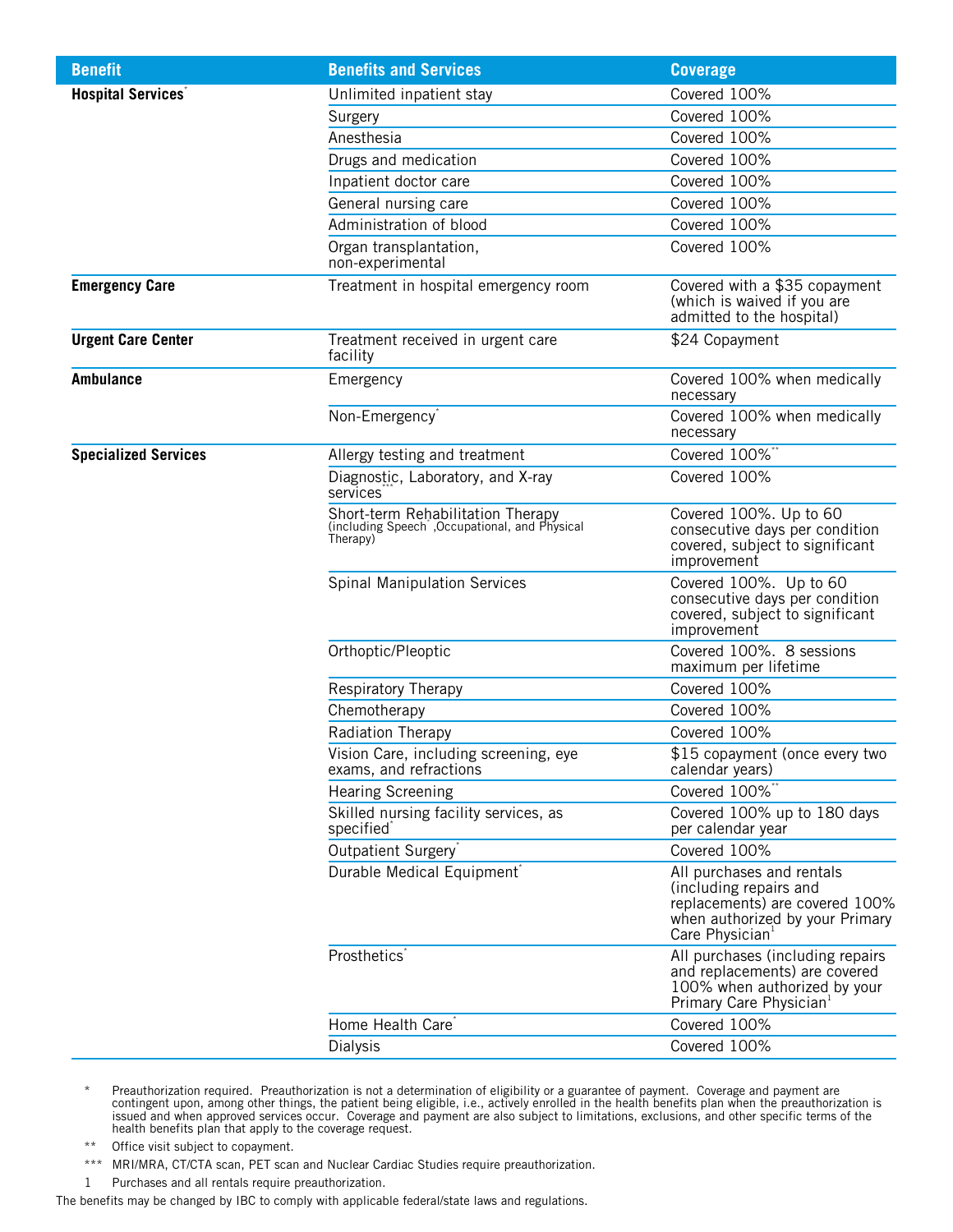| Benefit | Benefits and Services | Coverage |
|---|---|---|
| **Hospital Services*** | Unlimited inpatient stay | Covered 100% |
| | Surgery | Covered 100% |
| | Anesthesia | Covered 100% |
| | Drugs and medication | Covered 100% |
| | Inpatient doctor care | Covered 100% |
| | General nursing care | Covered 100% |
| | Administration of blood | Covered 100% |
| | Organ transplantation, non-experimental | Covered 100% |
| **Emergency Care** | Treatment in hospital emergency room | Covered with a $35 copayment (which is waived if you are admitted to the hospital) |
| **Urgent Care Center** | Treatment received in urgent care facility | $24 Copayment |
| **Ambulance** | Emergency | Covered 100% when medically necessary |
| | Non-Emergency* | Covered 100% when medically necessary |
| **Specialized Services** | Allergy testing and treatment | Covered 100%** |
| | Diagnostic, Laboratory, and X-ray services*** | Covered 100% |
| | Short-term Rehabilitation Therapy (including Speech*, Occupational, and Physical Therapy) | Covered 100%. Up to 60 consecutive days per condition covered, subject to significant improvement |
| | Spinal Manipulation Services | Covered 100%. Up to 60 consecutive days per condition covered, subject to significant improvement |
| | Orthoptic/Pleoptic | Covered 100%. 8 sessions maximum per lifetime |
| | Respiratory Therapy | Covered 100% |
| | Chemotherapy | Covered 100% |
| | Radiation Therapy | Covered 100% |
| | Vision Care, including screening, eye exams, and refractions | $15 copayment (once every two calendar years) |
| | Hearing Screening | Covered 100%** |
| | Skilled nursing facility services, as specified* | Covered 100% up to 180 days per calendar year |
| | Outpatient Surgery* | Covered 100% |
| | Durable Medical Equipment* | All purchases and rentals (including repairs and replacements) are covered 100% when authorized by your Primary Care Physician[1] |
| | Prosthetics* | All purchases (including repairs and replacements) are covered 100% when authorized by your Primary Care Physician[1] |
| | Home Health Care* | Covered 100% |
| | Dialysis | Covered 100% |

\* Preauthorization required. Preauthorization is not a determination of eligibility or a guarantee of payment. Coverage and payment are contingent upon, among other things, the patient being eligible, i.e., actively enrolled in the health benefits plan when the preauthorization is issued and when approved services occur. Coverage and payment are also subject to limitations, exclusions, and other specific terms of the health benefits plan that apply to the coverage request.

\** Office visit subject to copayment.

\*** MRI/MRA, CT/CTA scan, PET scan and Nuclear Cardiac Studies require preauthorization.

1 Purchases and all rentals require preauthorization.

The benefits may be changed by IBC to comply with applicable federal/state laws and regulations.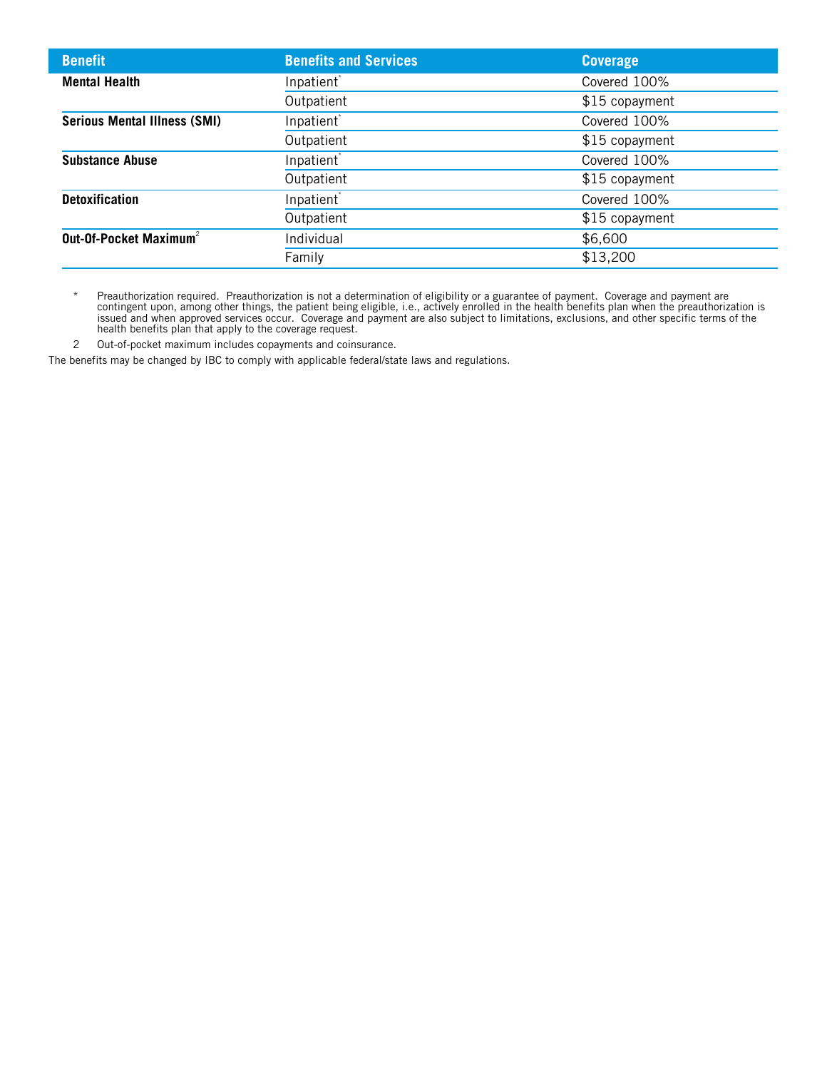| Benefit | Benefits and Services | Coverage |
|---|---|---|
| **Mental Health** | Inpatient* | Covered 100% |
| | Outpatient | $15 copayment |
| **Serious Mental Illness (SMI)** | Inpatient* | Covered 100% |
| | Outpatient | $15 copayment |
| **Substance Abuse** | Inpatient* | Covered 100% |
| | Outpatient | $15 copayment |
| **Detoxification** | Inpatient* | Covered 100% |
| | Outpatient | $15 copayment |
| **Out-Of-Pocket Maximum**[2] | Individual | $6,600 |
| | Family | $13,200 |

\* Preauthorization required. Preauthorization is not a determination of eligibility or a guarantee of payment. Coverage and payment are contingent upon, among other things, the patient being eligible, i.e., actively enrolled in the health benefits plan when the preauthorization is issued and when approved services occur. Coverage and payment are also subject to limitations, exclusions, and other specific terms of the health benefits plan that apply to the coverage request.

2 Out-of-pocket maximum includes copayments and coinsurance.

The benefits may be changed by IBC to comply with applicable federal/state laws and regulations.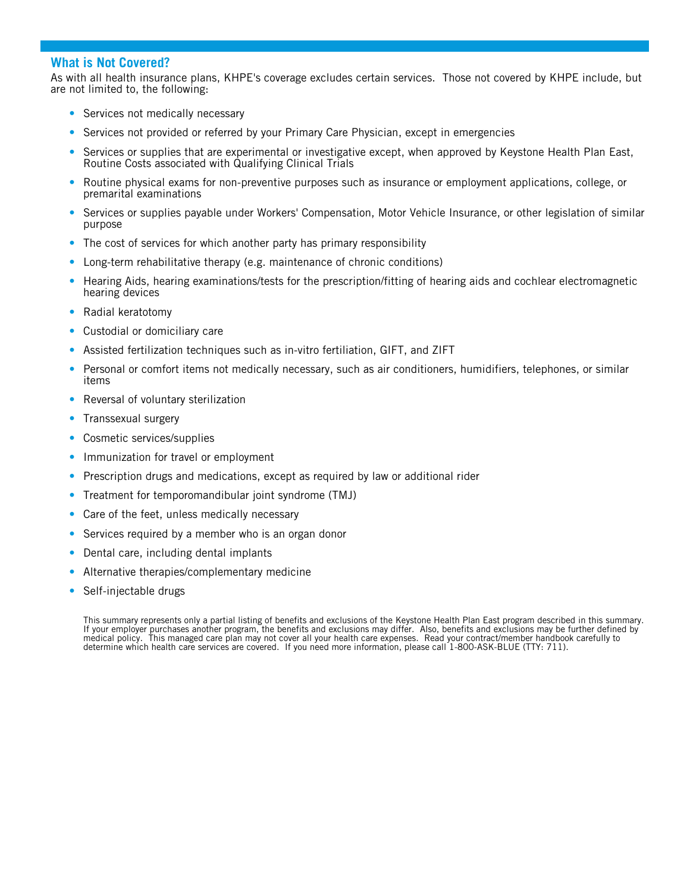## What is Not Covered?

As with all health insurance plans, KHPE's coverage excludes certain services. Those not covered by KHPE include, but are not limited to, the following:

- Services not medically necessary
- Services not provided or referred by your Primary Care Physician, except in emergencies
- Services or supplies that are experimental or investigative except, when approved by Keystone Health Plan East, Routine Costs associated with Qualifying Clinical Trials
- Routine physical exams for non-preventive purposes such as insurance or employment applications, college, or premarital examinations
- Services or supplies payable under Workers' Compensation, Motor Vehicle Insurance, or other legislation of similar purpose
- The cost of services for which another party has primary responsibility
- Long-term rehabilitative therapy (e.g. maintenance of chronic conditions)
- Hearing Aids, hearing examinations/tests for the prescription/fitting of hearing aids and cochlear electromagnetic hearing devices
- Radial keratotomy
- Custodial or domiciliary care
- Assisted fertilization techniques such as in-vitro fertiliation, GIFT, and ZIFT
- Personal or comfort items not medically necessary, such as air conditioners, humidifiers, telephones, or similar items
- Reversal of voluntary sterilization
- Transsexual surgery
- Cosmetic services/supplies
- Immunization for travel or employment
- Prescription drugs and medications, except as required by law or additional rider
- Treatment for temporomandibular joint syndrome (TMJ)
- Care of the feet, unless medically necessary
- Services required by a member who is an organ donor
- Dental care, including dental implants
- Alternative therapies/complementary medicine
- Self-injectable drugs

This summary represents only a partial listing of benefits and exclusions of the Keystone Health Plan East program described in this summary. If your employer purchases another program, the benefits and exclusions may differ. Also, benefits and exclusions may be further defined by medical policy. This managed care plan may not cover all your health care expenses. Read your contract/member handbook carefully to determine which health care services are covered. If you need more information, please call 1-800-ASK-BLUE (TTY: 711).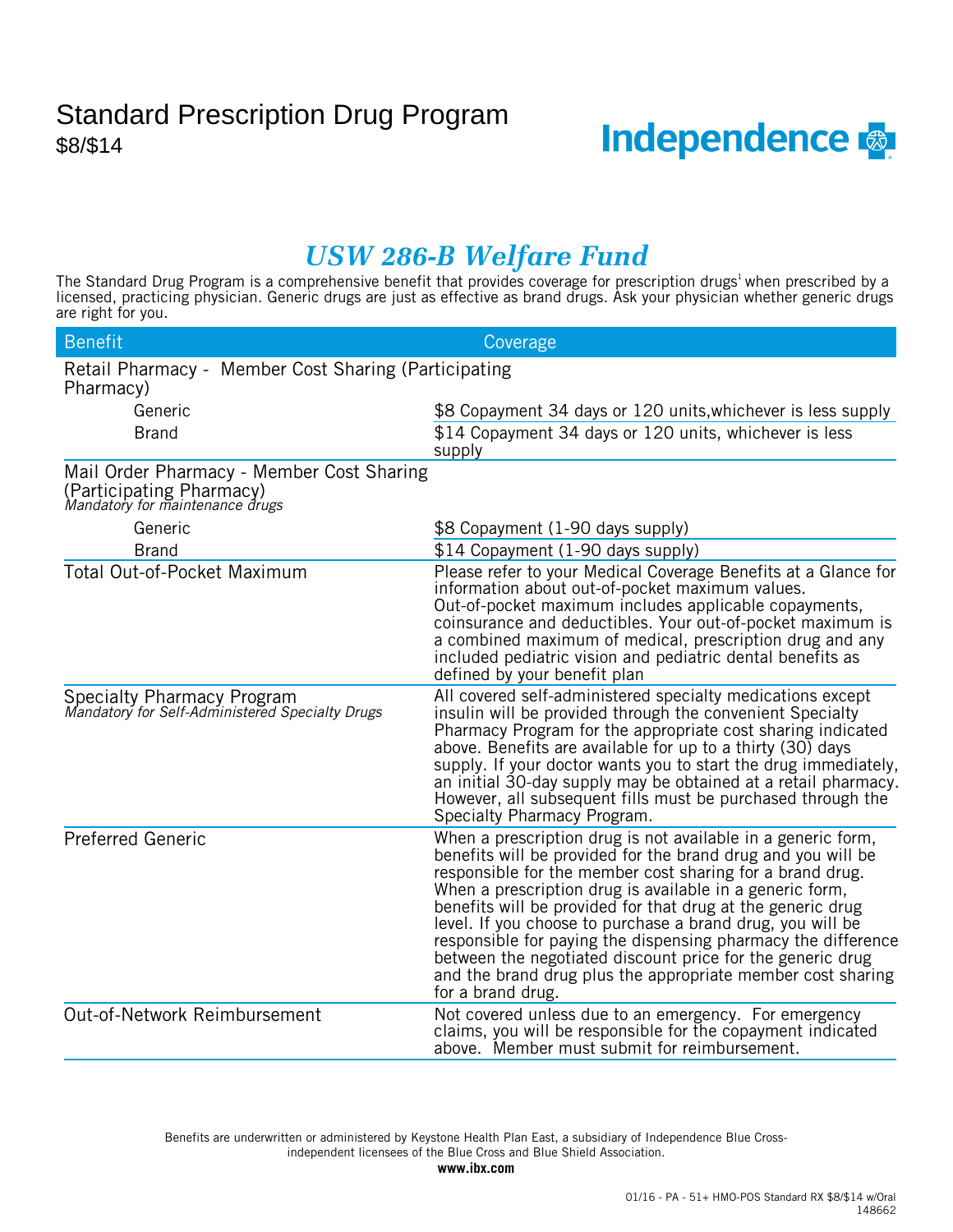# Standard Prescription Drug Program

$8/$14

Independence

## *USW 286-B Welfare Fund*

The Standard Drug Program is a comprehensive benefit that provides coverage for prescription drugs[1] when prescribed by a licensed, practicing physician. Generic drugs are just as effective as brand drugs. Ask your physician whether generic drugs are right for you.

| Benefit | Coverage |
|---|---|
| Retail Pharmacy - Member Cost Sharing (Participating Pharmacy) | |
| Generic | $8 Copayment 34 days or 120 units,whichever is less supply |
| Brand | $14 Copayment 34 days or 120 units, whichever is less supply |
| Mail Order Pharmacy - Member Cost Sharing (Participating Pharmacy) *Mandatory for maintenance drugs* | |
| Generic | $8 Copayment (1-90 days supply) |
| Brand | $14 Copayment (1-90 days supply) |
| Total Out-of-Pocket Maximum | Please refer to your Medical Coverage Benefits at a Glance for information about out-of-pocket maximum values. Out-of-pocket maximum includes applicable copayments, coinsurance and deductibles. Your out-of-pocket maximum is a combined maximum of medical, prescription drug and any included pediatric vision and pediatric dental benefits as defined by your benefit plan |
| Specialty Pharmacy Program *Mandatory for Self-Administered Specialty Drugs* | All covered self-administered specialty medications except insulin will be provided through the convenient Specialty Pharmacy Program for the appropriate cost sharing indicated above. Benefits are available for up to a thirty (30) days supply. If your doctor wants you to start the drug immediately, an initial 30-day supply may be obtained at a retail pharmacy. However, all subsequent fills must be purchased through the Specialty Pharmacy Program. |
| Preferred Generic | When a prescription drug is not available in a generic form, benefits will be provided for the brand drug and you will be responsible for the member cost sharing for a brand drug. When a prescription drug is available in a generic form, benefits will be provided for that drug at the generic drug level. If you choose to purchase a brand drug, you will be responsible for paying the dispensing pharmacy the difference between the negotiated discount price for the generic drug and the brand drug plus the appropriate member cost sharing for a brand drug. |
| Out-of-Network Reimbursement | Not covered unless due to an emergency. For emergency claims, you will be responsible for the copayment indicated above. Member must submit for reimbursement. |

Benefits are underwritten or administered by Keystone Health Plan East, a subsidiary of Independence Blue Cross-independent licensees of the Blue Cross and Blue Shield Association.

**www.ibx.com**

01/16 - PA - 51+ HMO-POS Standard RX $8/$14 w/Oral
148662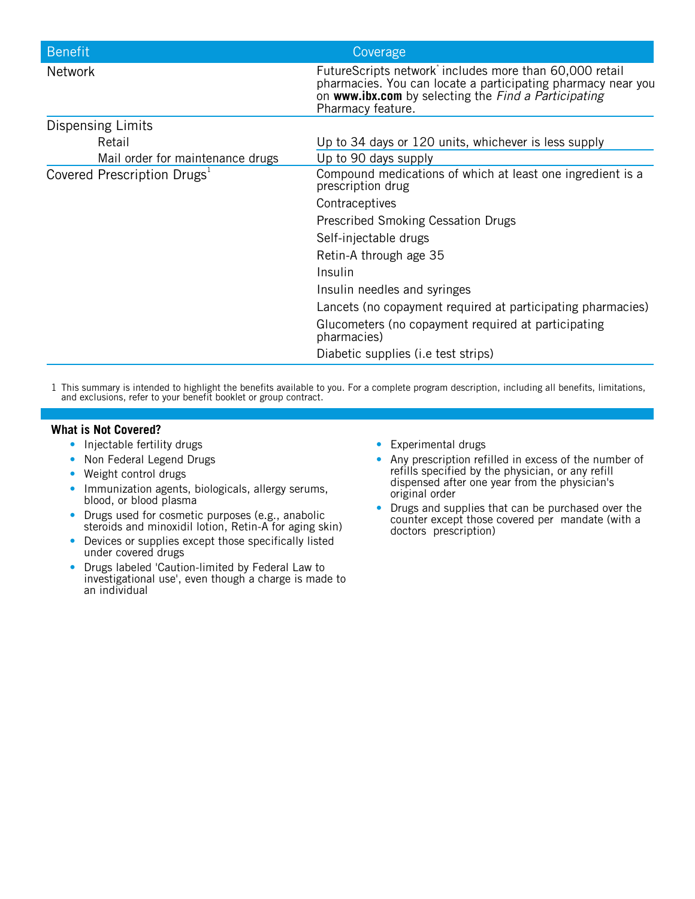| Benefit | Coverage |
|---|---|
| Network | FutureScripts network* includes more than 60,000 retail pharmacies. You can locate a participating pharmacy near you on **www.ibx.com** by selecting the *Find a Participating* Pharmacy feature. |
| Dispensing Limits | |
| Retail | Up to 34 days or 120 units, whichever is less supply |
| Mail order for maintenance drugs | Up to 90 days supply |
| Covered Prescription Drugs[1] | Compound medications of which at least one ingredient is a prescription drug |
| | Contraceptives |
| | Prescribed Smoking Cessation Drugs |
| | Self-injectable drugs |
| | Retin-A through age 35 |
| | Insulin |
| | Insulin needles and syringes |
| | Lancets (no copayment required at participating pharmacies) |
| | Glucometers (no copayment required at participating pharmacies) |
| | Diabetic supplies (i.e test strips) |

1 This summary is intended to highlight the benefits available to you. For a complete program description, including all benefits, limitations, and exclusions, refer to your benefit booklet or group contract.

**What is Not Covered?**

- Injectable fertility drugs
- Non Federal Legend Drugs
- Weight control drugs
- Immunization agents, biologicals, allergy serums, blood, or blood plasma
- Drugs used for cosmetic purposes (e.g., anabolic steroids and minoxidil lotion, Retin-A for aging skin)
- Devices or supplies except those specifically listed under covered drugs
- Drugs labeled 'Caution-limited by Federal Law to investigational use', even though a charge is made to an individual
- Experimental drugs
- Any prescription refilled in excess of the number of refills specified by the physician, or any refill dispensed after one year from the physician's original order
- Drugs and supplies that can be purchased over the counter except those covered per mandate (with a doctors prescription)